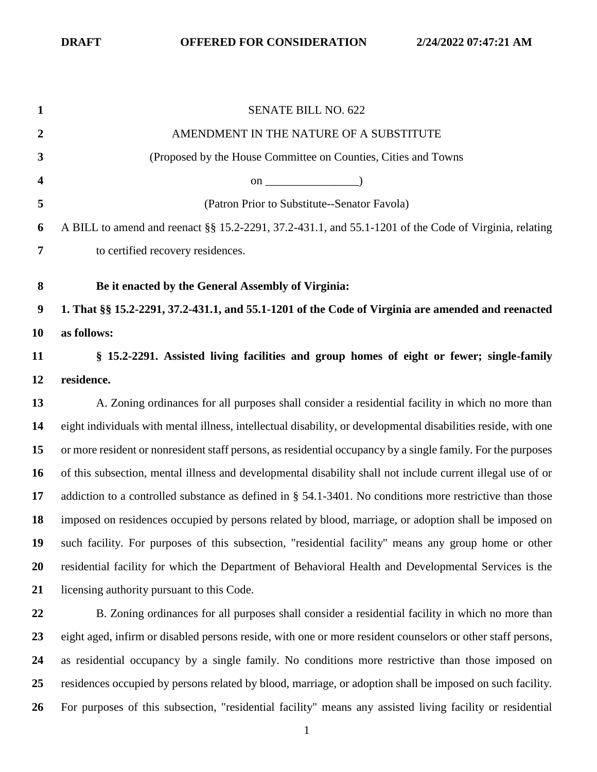SENATE BILL NO. 622

AMENDMENT IN THE NATURE OF A SUBSTITUTE

(Proposed by the House Committee on Counties, Cities and Towns

on ________________)

(Patron Prior to Substitute--Senator Favola)

A BILL to amend and reenact §§ 15.2-2291, 37.2-431.1, and 55.1-1201 of the Code of Virginia, relating to certified recovery residences.

**Be it enacted by the General Assembly of Virginia:**

**1. That §§ 15.2-2291, 37.2-431.1, and 55.1-1201 of the Code of Virginia are amended and reenacted as follows:**

**§ 15.2-2291. Assisted living facilities and group homes of eight or fewer; single-family residence.**

A. Zoning ordinances for all purposes shall consider a residential facility in which no more than eight individuals with mental illness, intellectual disability, or developmental disabilities reside, with one or more resident or nonresident staff persons, as residential occupancy by a single family. For the purposes of this subsection, mental illness and developmental disability shall not include current illegal use of or addiction to a controlled substance as defined in § 54.1-3401. No conditions more restrictive than those imposed on residences occupied by persons related by blood, marriage, or adoption shall be imposed on such facility. For purposes of this subsection, "residential facility" means any group home or other residential facility for which the Department of Behavioral Health and Developmental Services is the licensing authority pursuant to this Code.

B. Zoning ordinances for all purposes shall consider a residential facility in which no more than eight aged, infirm or disabled persons reside, with one or more resident counselors or other staff persons, as residential occupancy by a single family. No conditions more restrictive than those imposed on residences occupied by persons related by blood, marriage, or adoption shall be imposed on such facility. For purposes of this subsection, "residential facility" means any assisted living facility or residential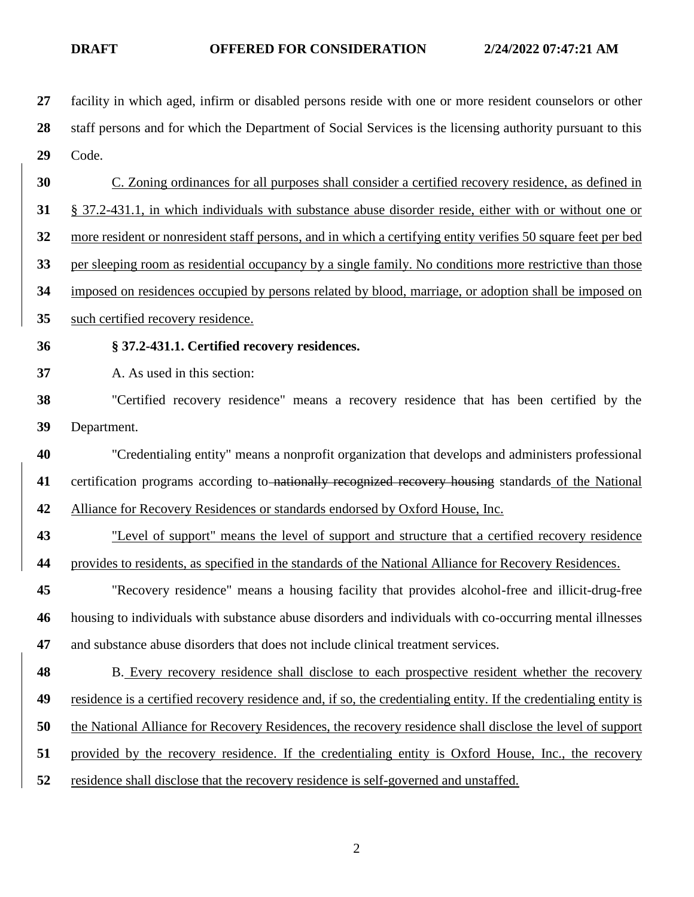facility in which aged, infirm or disabled persons reside with one or more resident counselors or other staff persons and for which the Department of Social Services is the licensing authority pursuant to this Code.

C. Zoning ordinances for all purposes shall consider a certified recovery residence, as defined in § 37.2-431.1, in which individuals with substance abuse disorder reside, either with or without one or more resident or nonresident staff persons, and in which a certifying entity verifies 50 square feet per bed per sleeping room as residential occupancy by a single family. No conditions more restrictive than those imposed on residences occupied by persons related by blood, marriage, or adoption shall be imposed on such certified recovery residence.

**§ 37.2-431.1. Certified recovery residences.**

A. As used in this section:

"Certified recovery residence" means a recovery residence that has been certified by the Department.

"Credentialing entity" means a nonprofit organization that develops and administers professional certification programs according to ~~nationally recognized recovery housing~~ standards of the National Alliance for Recovery Residences or standards endorsed by Oxford House, Inc.

"Level of support" means the level of support and structure that a certified recovery residence provides to residents, as specified in the standards of the National Alliance for Recovery Residences.

"Recovery residence" means a housing facility that provides alcohol-free and illicit-drug-free housing to individuals with substance abuse disorders and individuals with co-occurring mental illnesses and substance abuse disorders that does not include clinical treatment services.

B. Every recovery residence shall disclose to each prospective resident whether the recovery residence is a certified recovery residence and, if so, the credentialing entity. If the credentialing entity is the National Alliance for Recovery Residences, the recovery residence shall disclose the level of support provided by the recovery residence. If the credentialing entity is Oxford House, Inc., the recovery residence shall disclose that the recovery residence is self-governed and unstaffed.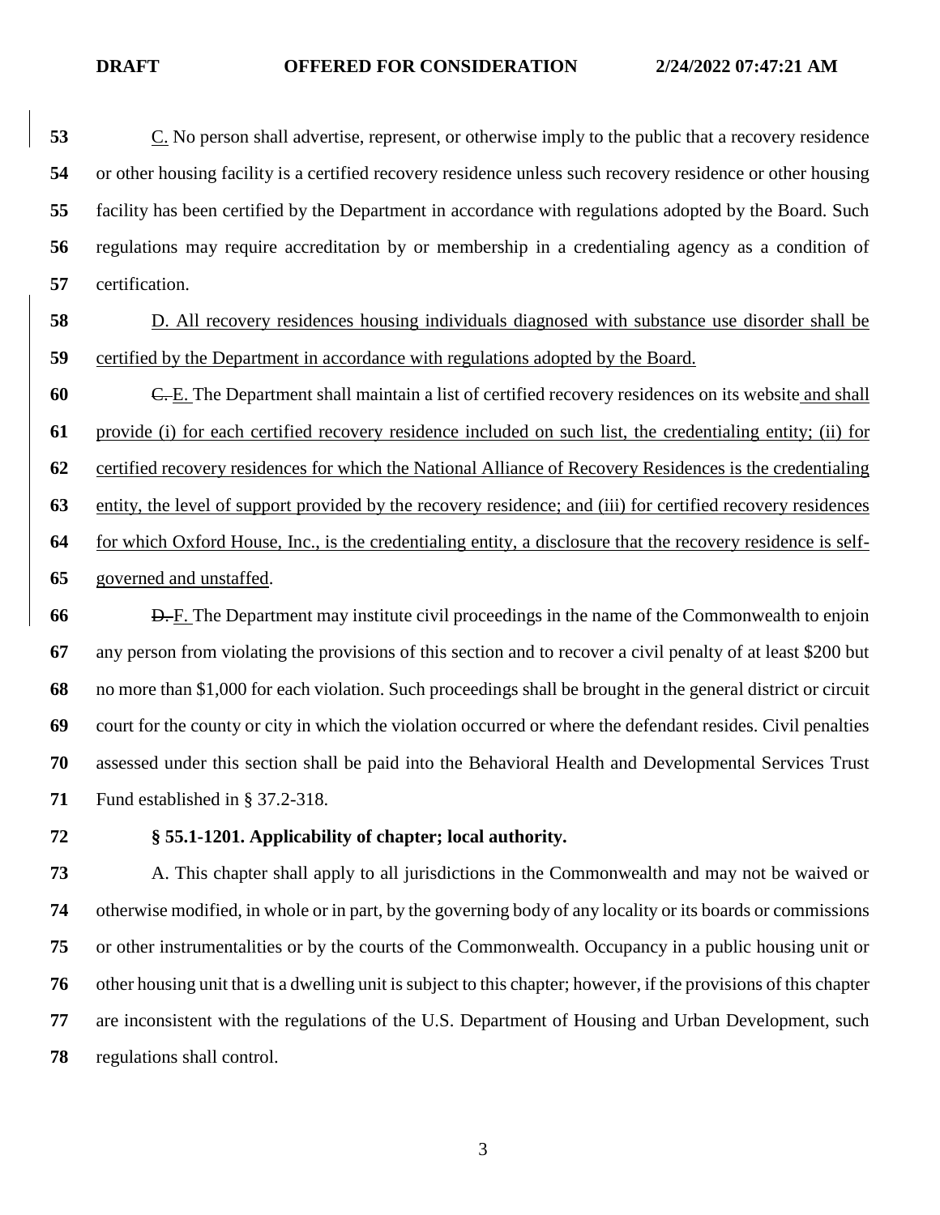C. No person shall advertise, represent, or otherwise imply to the public that a recovery residence or other housing facility is a certified recovery residence unless such recovery residence or other housing facility has been certified by the Department in accordance with regulations adopted by the Board. Such regulations may require accreditation by or membership in a credentialing agency as a condition of certification.

D. All recovery residences housing individuals diagnosed with substance use disorder shall be certified by the Department in accordance with regulations adopted by the Board.

~~C.~~ E. The Department shall maintain a list of certified recovery residences on its website and shall provide (i) for each certified recovery residence included on such list, the credentialing entity; (ii) for certified recovery residences for which the National Alliance of Recovery Residences is the credentialing entity, the level of support provided by the recovery residence; and (iii) for certified recovery residences for which Oxford House, Inc., is the credentialing entity, a disclosure that the recovery residence is self-governed and unstaffed.

~~D.~~ F. The Department may institute civil proceedings in the name of the Commonwealth to enjoin any person from violating the provisions of this section and to recover a civil penalty of at least $200 but no more than $1,000 for each violation. Such proceedings shall be brought in the general district or circuit court for the county or city in which the violation occurred or where the defendant resides. Civil penalties assessed under this section shall be paid into the Behavioral Health and Developmental Services Trust Fund established in § 37.2-318.

**§ 55.1-1201. Applicability of chapter; local authority.**

A. This chapter shall apply to all jurisdictions in the Commonwealth and may not be waived or otherwise modified, in whole or in part, by the governing body of any locality or its boards or commissions or other instrumentalities or by the courts of the Commonwealth. Occupancy in a public housing unit or other housing unit that is a dwelling unit is subject to this chapter; however, if the provisions of this chapter are inconsistent with the regulations of the U.S. Department of Housing and Urban Development, such regulations shall control.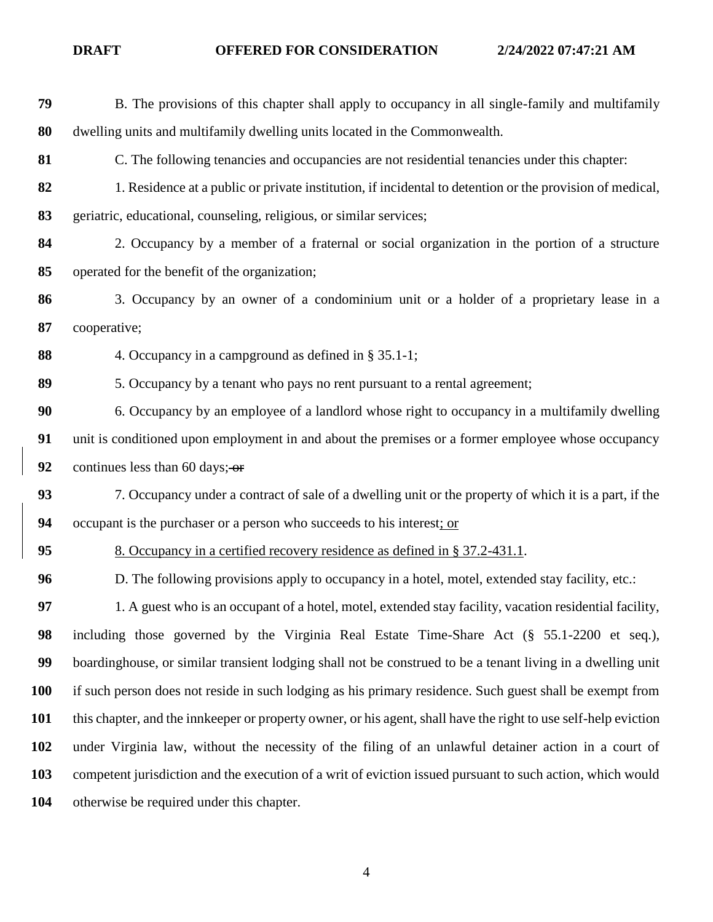B. The provisions of this chapter shall apply to occupancy in all single-family and multifamily dwelling units and multifamily dwelling units located in the Commonwealth.

C. The following tenancies and occupancies are not residential tenancies under this chapter:

1. Residence at a public or private institution, if incidental to detention or the provision of medical, geriatric, educational, counseling, religious, or similar services;

2. Occupancy by a member of a fraternal or social organization in the portion of a structure operated for the benefit of the organization;

3. Occupancy by an owner of a condominium unit or a holder of a proprietary lease in a cooperative;

4. Occupancy in a campground as defined in § 35.1-1;

5. Occupancy by a tenant who pays no rent pursuant to a rental agreement;

6. Occupancy by an employee of a landlord whose right to occupancy in a multifamily dwelling unit is conditioned upon employment in and about the premises or a former employee whose occupancy continues less than 60 days; ~~or~~

7. Occupancy under a contract of sale of a dwelling unit or the property of which it is a part, if the occupant is the purchaser or a person who succeeds to his interest<u>; or</u>

<u>8. Occupancy in a certified recovery residence as defined in § 37.2-431.1</u>.

D. The following provisions apply to occupancy in a hotel, motel, extended stay facility, etc.:

1. A guest who is an occupant of a hotel, motel, extended stay facility, vacation residential facility, including those governed by the Virginia Real Estate Time-Share Act (§ 55.1-2200 et seq.), boardinghouse, or similar transient lodging shall not be construed to be a tenant living in a dwelling unit if such person does not reside in such lodging as his primary residence. Such guest shall be exempt from this chapter, and the innkeeper or property owner, or his agent, shall have the right to use self-help eviction under Virginia law, without the necessity of the filing of an unlawful detainer action in a court of competent jurisdiction and the execution of a writ of eviction issued pursuant to such action, which would otherwise be required under this chapter.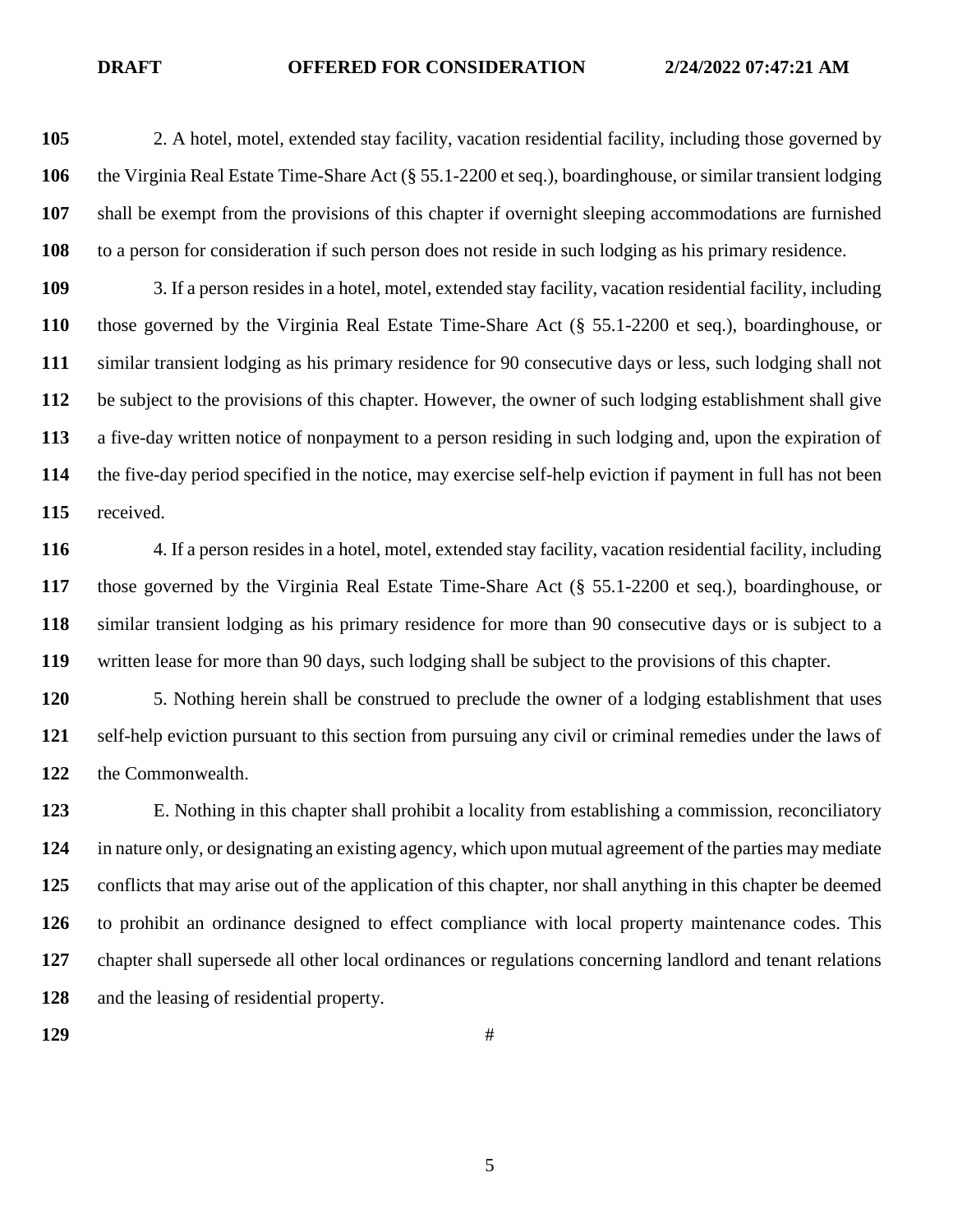2. A hotel, motel, extended stay facility, vacation residential facility, including those governed by the Virginia Real Estate Time-Share Act (§ 55.1-2200 et seq.), boardinghouse, or similar transient lodging shall be exempt from the provisions of this chapter if overnight sleeping accommodations are furnished to a person for consideration if such person does not reside in such lodging as his primary residence.

3. If a person resides in a hotel, motel, extended stay facility, vacation residential facility, including those governed by the Virginia Real Estate Time-Share Act (§ 55.1-2200 et seq.), boardinghouse, or similar transient lodging as his primary residence for 90 consecutive days or less, such lodging shall not be subject to the provisions of this chapter. However, the owner of such lodging establishment shall give a five-day written notice of nonpayment to a person residing in such lodging and, upon the expiration of the five-day period specified in the notice, may exercise self-help eviction if payment in full has not been received.

4. If a person resides in a hotel, motel, extended stay facility, vacation residential facility, including those governed by the Virginia Real Estate Time-Share Act (§ 55.1-2200 et seq.), boardinghouse, or similar transient lodging as his primary residence for more than 90 consecutive days or is subject to a written lease for more than 90 days, such lodging shall be subject to the provisions of this chapter.

5. Nothing herein shall be construed to preclude the owner of a lodging establishment that uses self-help eviction pursuant to this section from pursuing any civil or criminal remedies under the laws of the Commonwealth.

E. Nothing in this chapter shall prohibit a locality from establishing a commission, reconciliatory in nature only, or designating an existing agency, which upon mutual agreement of the parties may mediate conflicts that may arise out of the application of this chapter, nor shall anything in this chapter be deemed to prohibit an ordinance designed to effect compliance with local property maintenance codes. This chapter shall supersede all other local ordinances or regulations concerning landlord and tenant relations and the leasing of residential property.

#